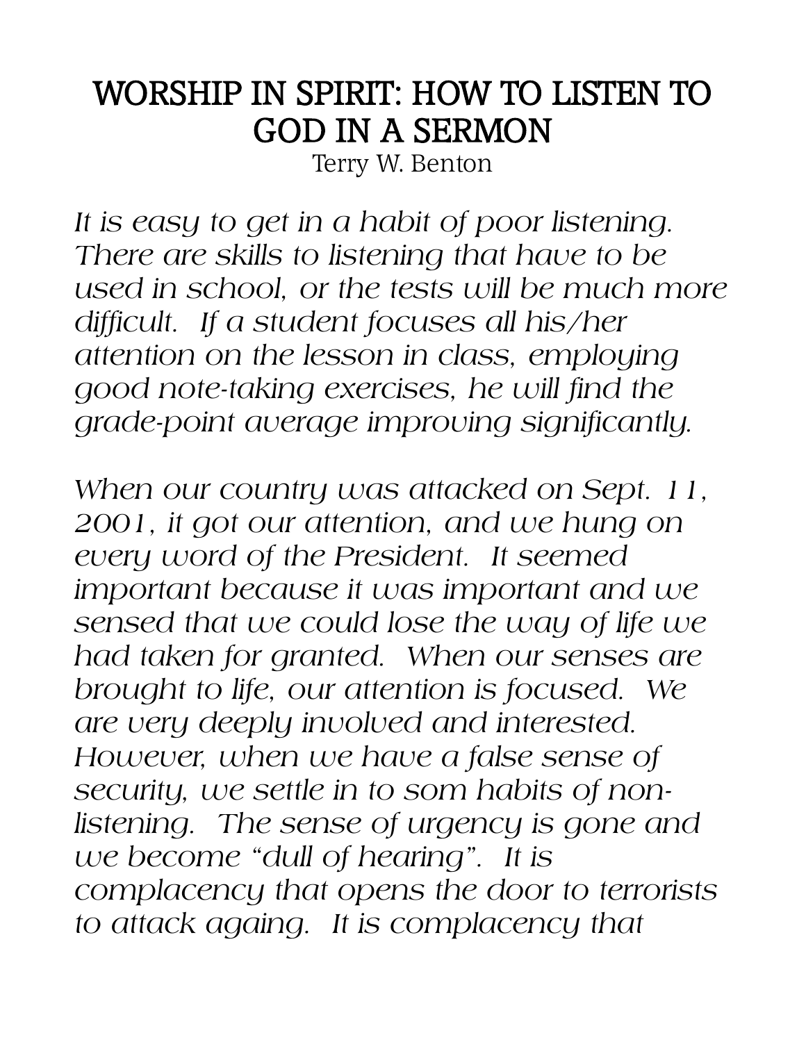# WORSHIP IN SPIRIT: HOW TO LISTEN TO GOD IN A SERMON

Terry W. Benton

*It is easy to get in a habit of poor listening. There are skills to listening that have to be used in school, or the tests will be much more difficult. If a student focuses all his/her attention on the lesson in class, employing good note-taking exercises, he will find the grade-point average improving significantly.*

*When our country was attacked on Sept. 11, 2001, it got our attention, and we hung on every word of the President. It seemed important because it was important and we sensed that we could lose the way of life we had taken for granted. When our senses are brought to life, our attention is focused. We are very deeply involved and interested. However, when we have a false sense of security, we settle in to som habits of non-listening. The sense of urgency is gone and we become "dull of hearing". It is complacency that opens the door to terrorists to attack againg. It is complacency that*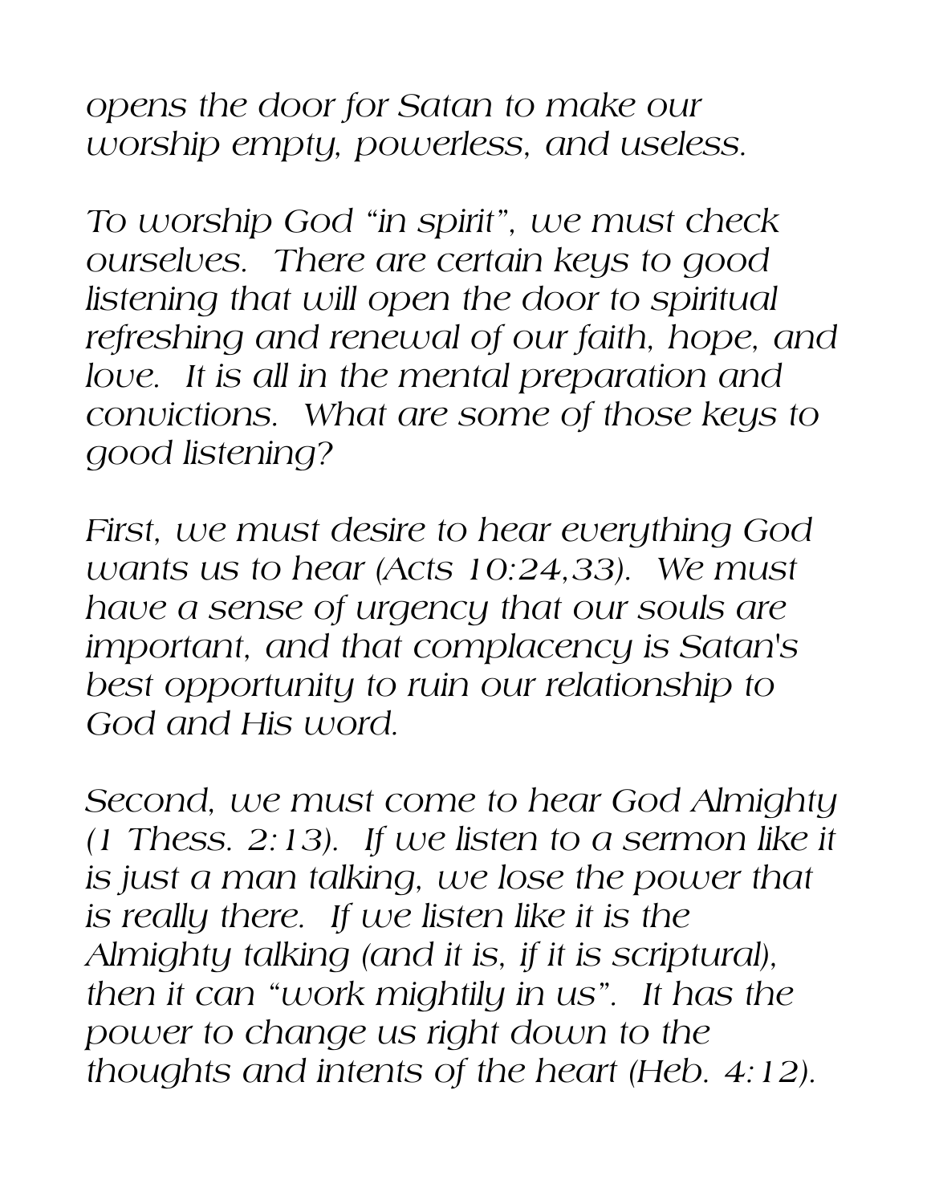*opens the door for Satan to make our worship empty, powerless, and useless.*

*To worship God "in spirit", we must check ourselves. There are certain keys to good listening that will open the door to spiritual refreshing and renewal of our faith, hope, and love. It is all in the mental preparation and convictions. What are some of those keys to good listening?*

*First, we must desire to hear everything God wants us to hear (Acts 10:24,33). We must have a sense of urgency that our souls are important, and that complacency is Satan's best opportunity to ruin our relationship to God and His word.*

*Second, we must come to hear God Almighty (1 Thess. 2:13). If we listen to a sermon like it is just a man talking, we lose the power that is really there. If we listen like it is the Almighty talking (and it is, if it is scriptural), then it can "work mightily in us". It has the power to change us right down to the thoughts and intents of the heart (Heb. 4:12).*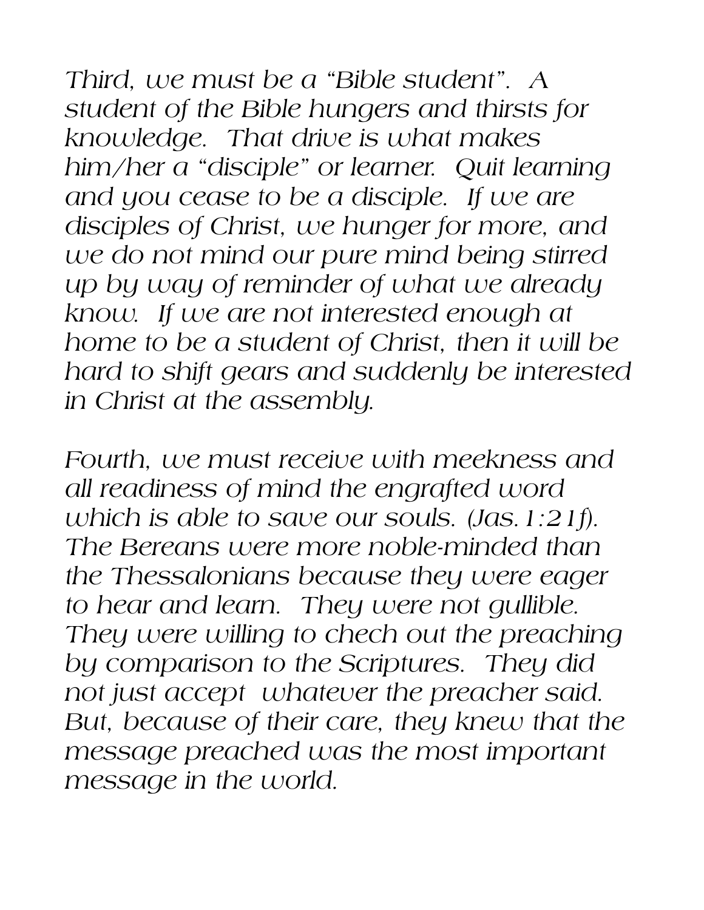*Third, we must be a "Bible student". A student of the Bible hungers and thirsts for knowledge. That drive is what makes him/her a "disciple" or learner. Quit learning and you cease to be a disciple. If we are disciples of Christ, we hunger for more, and we do not mind our pure mind being stirred up by way of reminder of what we already know. If we are not interested enough at home to be a student of Christ, then it will be hard to shift gears and suddenly be interested in Christ at the assembly.*

*Fourth, we must receive with meekness and all readiness of mind the engrafted word which is able to save our souls. (Jas. 1:21f). The Bereans were more noble-minded than the Thessalonians because they were eager to hear and learn. They were not gullible. They were willing to chech out the preaching by comparison to the Scriptures. They did not just accept whatever the preacher said. But, because of their care, they knew that the message preached was the most important message in the world.*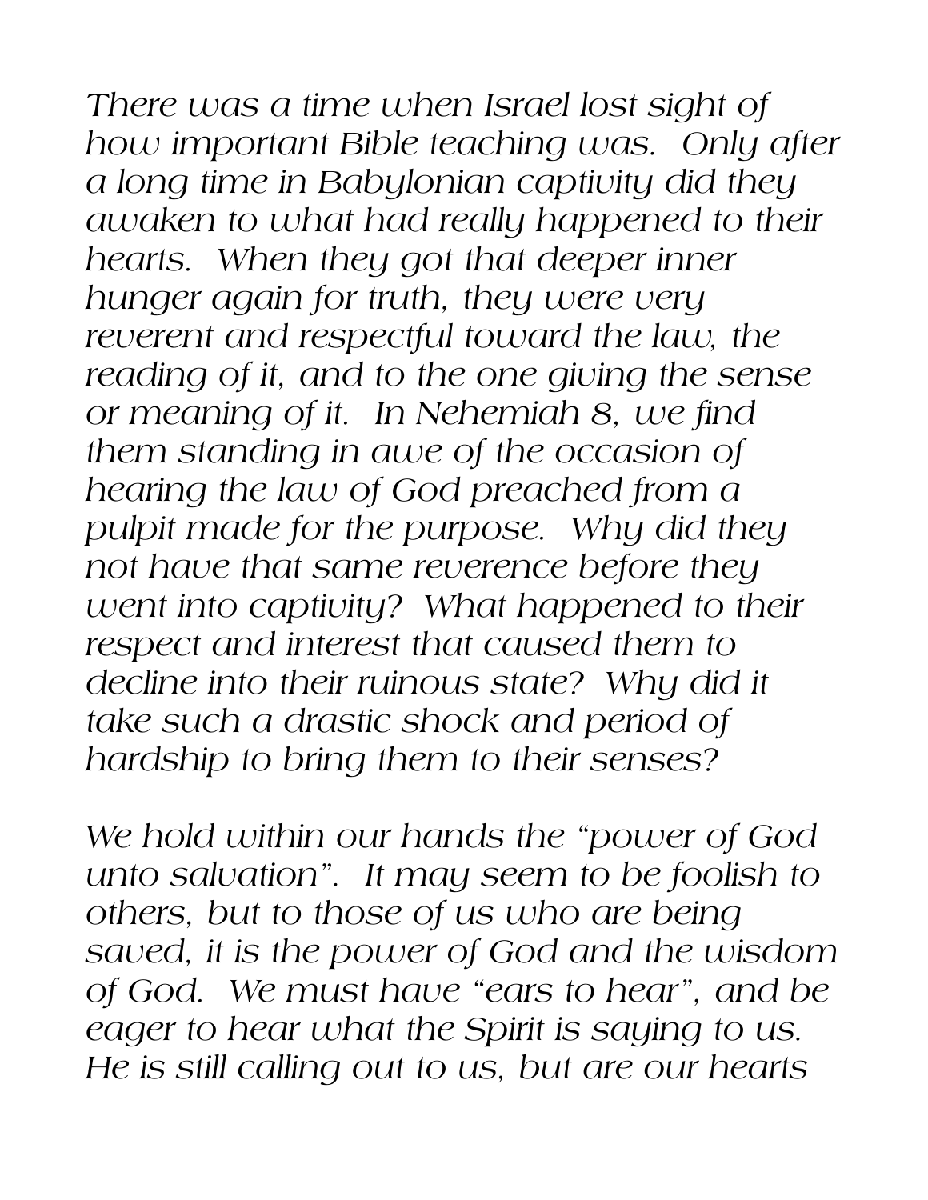*There was a time when Israel lost sight of how important Bible teaching was. Only after a long time in Babylonian captivity did they awaken to what had really happened to their hearts. When they got that deeper inner hunger again for truth, they were very reverent and respectful toward the law, the reading of it, and to the one giving the sense or meaning of it. In Nehemiah 8, we find them standing in awe of the occasion of hearing the law of God preached from a pulpit made for the purpose. Why did they not have that same reverence before they went into captivity? What happened to their respect and interest that caused them to decline into their ruinous state? Why did it take such a drastic shock and period of hardship to bring them to their senses?*

*We hold within our hands the "power of God unto salvation". It may seem to be foolish to others, but to those of us who are being saved, it is the power of God and the wisdom of God. We must have "ears to hear", and be eager to hear what the Spirit is saying to us. He is still calling out to us, but are our hearts*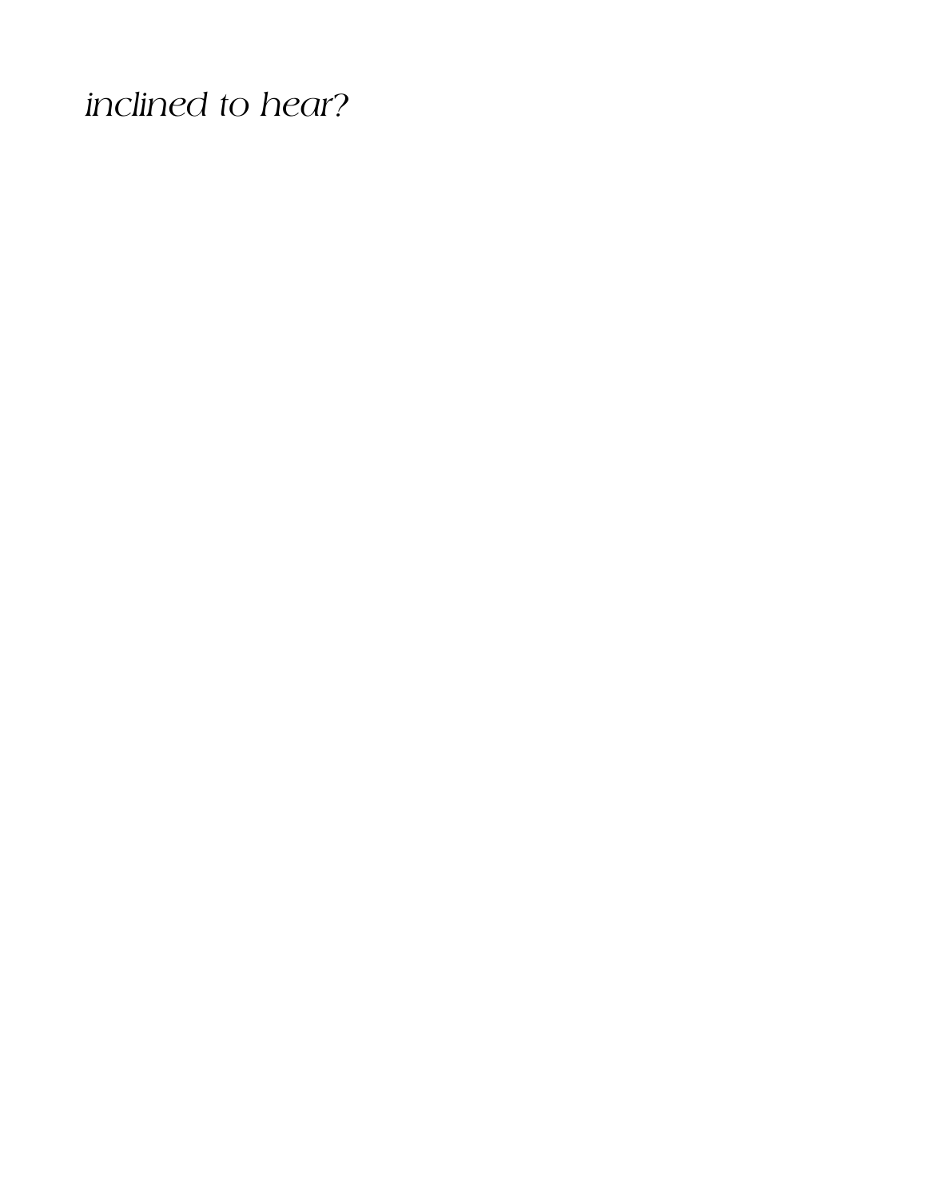*inclined to hear?*